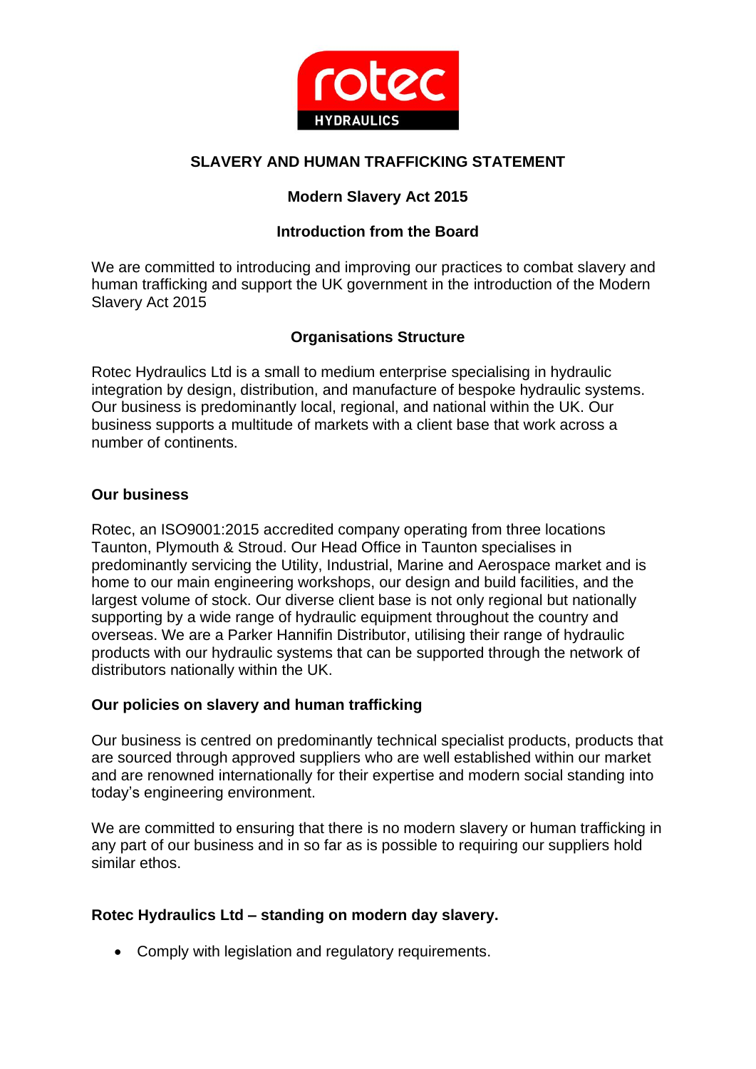rotec HYDRAULICS

# SLAVERY AND HUMAN TRAFFICKING STATEMENT

## Modern Slavery Act 2015

## Introduction from the Board

We are committed to introducing and improving our practices to combat slavery and human trafficking and support the UK government in the introduction of the Modern Slavery Act 2015

## Organisations Structure

Rotec Hydraulics Ltd is a small to medium enterprise specialising in hydraulic integration by design, distribution, and manufacture of bespoke hydraulic systems. Our business is predominantly local, regional, and national within the UK. Our business supports a multitude of markets with a client base that work across a number of continents.

### Our business

Rotec, an ISO9001:2015 accredited company operating from three locations Taunton, Plymouth & Stroud. Our Head Office in Taunton specialises in predominantly servicing the Utility, Industrial, Marine and Aerospace market and is home to our main engineering workshops, our design and build facilities, and the largest volume of stock. Our diverse client base is not only regional but nationally supporting by a wide range of hydraulic equipment throughout the country and overseas. We are a Parker Hannifin Distributor, utilising their range of hydraulic products with our hydraulic systems that can be supported through the network of distributors nationally within the UK.

### Our policies on slavery and human trafficking

Our business is centred on predominantly technical specialist products, products that are sourced through approved suppliers who are well established within our market and are renowned internationally for their expertise and modern social standing into today's engineering environment.

We are committed to ensuring that there is no modern slavery or human trafficking in any part of our business and in so far as is possible to requiring our suppliers hold similar ethos.

### Rotec Hydraulics Ltd – standing on modern day slavery.

- Comply with legislation and regulatory requirements.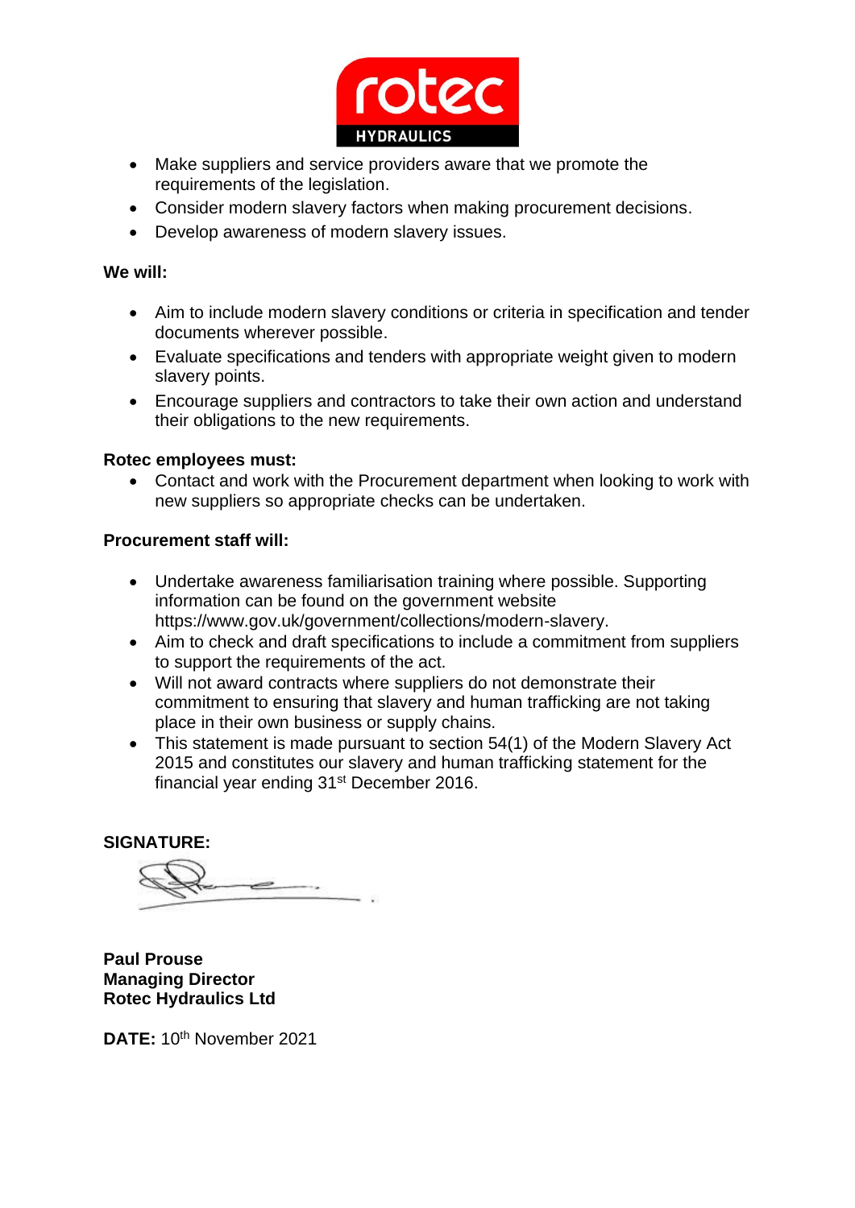- Make suppliers and service providers aware that we promote the requirements of the legislation.
- Consider modern slavery factors when making procurement decisions.
- Develop awareness of modern slavery issues.

**We will:**

- Aim to include modern slavery conditions or criteria in specification and tender documents wherever possible.
- Evaluate specifications and tenders with appropriate weight given to modern slavery points.
- Encourage suppliers and contractors to take their own action and understand their obligations to the new requirements.

**Rotec employees must:**

- Contact and work with the Procurement department when looking to work with new suppliers so appropriate checks can be undertaken.

**Procurement staff will:**

- Undertake awareness familiarisation training where possible. Supporting information can be found on the government website https://www.gov.uk/government/collections/modern-slavery.
- Aim to check and draft specifications to include a commitment from suppliers to support the requirements of the act.
- Will not award contracts where suppliers do not demonstrate their commitment to ensuring that slavery and human trafficking are not taking place in their own business or supply chains.
- This statement is made pursuant to section 54(1) of the Modern Slavery Act 2015 and constitutes our slavery and human trafficking statement for the financial year ending 31st December 2016.

**SIGNATURE:**

**Paul Prouse**
**Managing Director**
**Rotec Hydraulics Ltd**

**DATE:** 10th November 2021